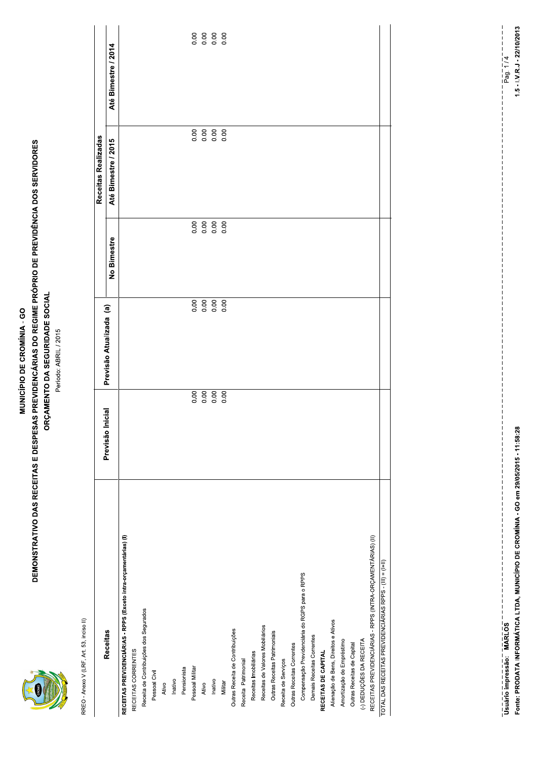# MUNICÍPIO DE CROMÍNIA - GO

## DEMONSTRATIVO DAS RECEITAS E DESPESAS PREVIDENCIÁRIAS DO REGIME PRÓPRIO DE PREVIDÊNCIA DOS SERVIDORES

### ORÇAMENTO DA SEGURIDADE SOCIAL

Período: ABRIL / 2015

RREO - Anexo V (LRF, Art. 53, inciso II)

| Receitas | Previsão Inicial | Previsão Atualizada (a) | Receitas Realizadas | | |
|---|---|---|---|---|---|
| | | | No Bimestre | Até Bimestre / 2015 | Até Bimestre / 2014 |
| **RECEITAS PREVIDENCIÁRIAS - RPPS (Exceto intra-orçamentárias) (I)** | | | | | |
| RECEITAS CORRENTES | | | | | |
| Receita de Contribuições dos Segurados | | | | | |
| Pessoal Civil | | | | | |
| Ativo | | | | | |
| Inativo | | | | | |
| Pensionista | | | | | |
| Pessoal Militar | 0.00 | 0.00 | 0.00 | 0.00 | 0.00 |
| Ativo | 0.00 | 0.00 | 0.00 | 0.00 | 0.00 |
| Inativo | 0.00 | 0.00 | 0.00 | 0.00 | 0.00 |
| Militar | 0.00 | 0.00 | 0.00 | 0.00 | 0.00 |
| Outras Receita de Contribuições | | | | | |
| Receita Patrimonial | | | | | |
| Receitas Imobiliárias | | | | | |
| Receitas de Valores Mobiliários | | | | | |
| Outras Receitas Patrimoniais | | | | | |
| Receita de Serviços | | | | | |
| Outras Receitas Correntes | | | | | |
| Compensação Previdenciária do RGPS para o RPPS | | | | | |
| Demais Receitas Correntes | | | | | |
| **RECEITAS DE CAPITAL** | | | | | |
| Alienação de Bens, Direitos e Ativos | | | | | |
| Amortização de Empréstimo | | | | | |
| Outras Receitas de Capital | | | | | |
| (-) DEDUÇÕES DA RECEITA | | | | | |
| RECEITAS PREVIDENCIÁRIAS - RPPS (INTRA-ORÇAMENTÁRIAS) (II) | | | | | |
| TOTAL DAS RECEITAS PREVIDENCIÁRIAS RPPS - (III) = (I+II) | | | | | |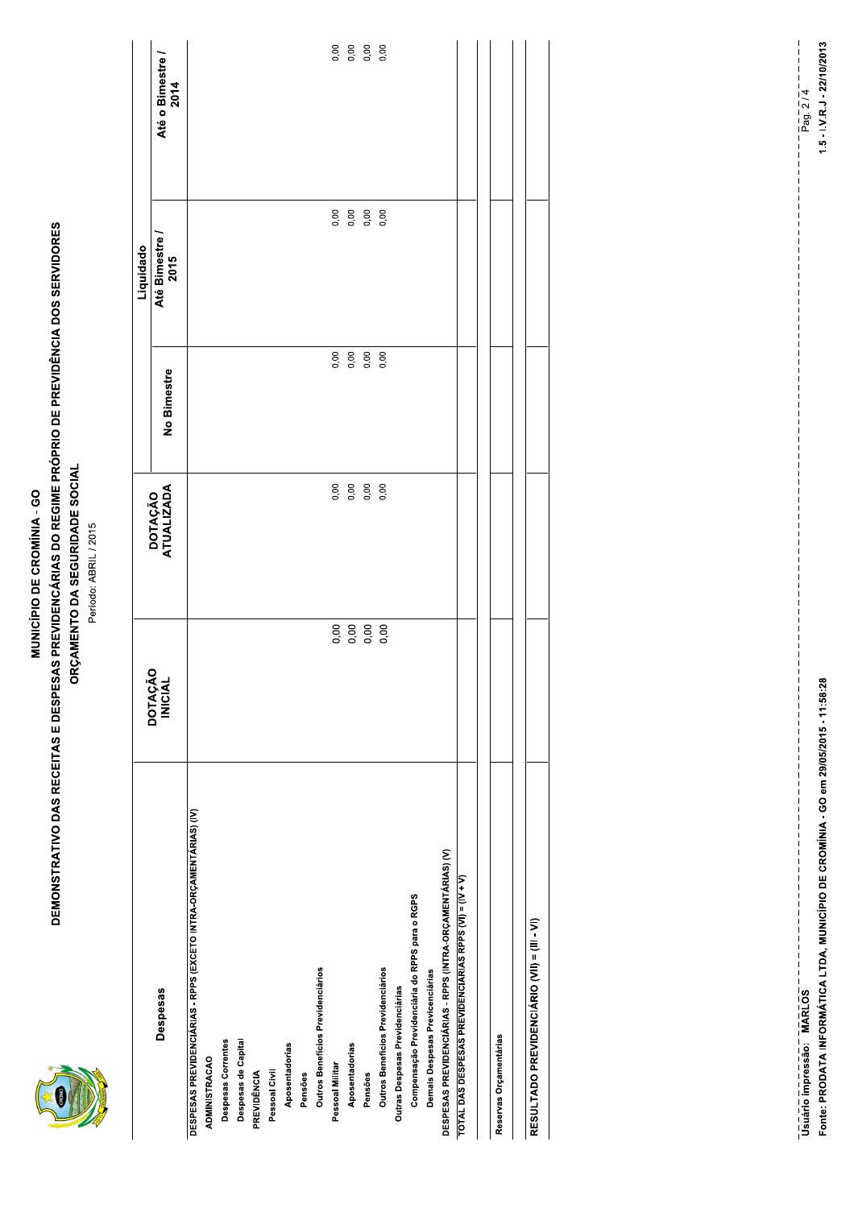# MUNICÍPIO DE CROMÍNIA - GO

## DEMONSTRATIVO DAS RECEITAS E DESPESAS PREVIDENCIÁRIAS DO REGIME PRÓPRIO DE PREVIDÊNCIA DOS SERVIDORES

### ORÇAMENTO DA SEGURIDADE SOCIAL

Período: ABRIL / 2015

| Despesas | DOTAÇÃO INICIAL | DOTAÇÃO ATUALIZADA | Liquidado | | |
|---|---|---|---|---|---|
| | | | No Bimestre | Até Bimestre / 2015 | Até o Bimestre / 2014 |
| DESPESAS PREVIDENCIÁRIAS - RPPS (EXCETO INTRA-ORÇAMENTÁRIAS) (IV) | | | | | |
| ADMINISTRACAO | | | | | |
| Despesas Correntes | | | | | |
| Despesas de Capital | | | | | |
| PREVIDÊNCIA | | | | | |
| Pessoal Civil | | | | | |
| Aposentadorias | | | | | |
| Pensões | | | | | |
| Outros Benefícios Previdenciários | | | | | |
| Pessoal Militar | 0,00 | 0,00 | 0,00 | 0,00 | 0,00 |
| Aposentadorias | 0,00 | 0,00 | 0,00 | 0,00 | 0,00 |
| Pensões | 0,00 | 0,00 | 0,00 | 0,00 | 0,00 |
| Outros Benefícios Previdenciários | 0,00 | 0,00 | 0,00 | 0,00 | 0,00 |
| Outras Despesas Previdenciárias | | | | | |
| Compensação Previdenciária do RPPS para o RGPS | | | | | |
| Demais Despesas Previcenciárias | | | | | |
| DESPESAS PREVIDENCIÁRIAS - RPPS (INTRA-ORÇAMENTÁRIAS) (V) | | | | | |
| TOTAL DAS DESPESAS PREVIDENCIÁRIAS RPPS (VI) = (IV + V) | | | | | |
| Reservas Orçamentárias | | | | | |
| RESULTADO PREVIDENCIÁRIO (VII) = (III - VI) | | | | | |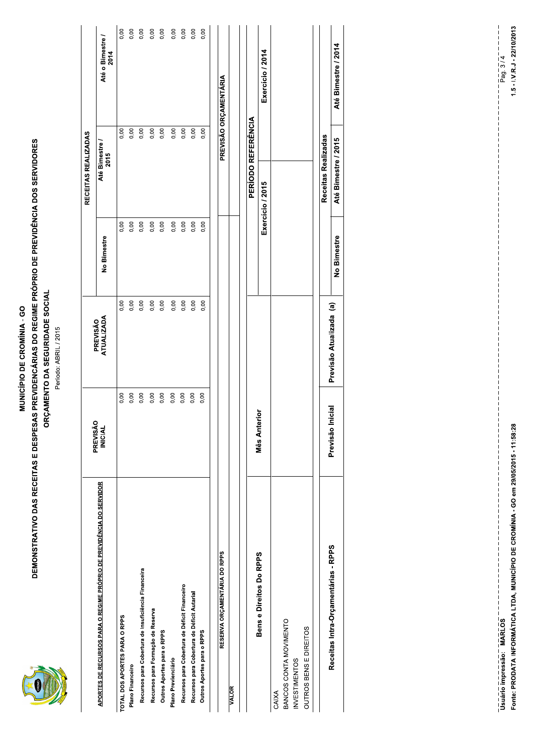# MUNICÍPIO DE CROMÍNIA - GO

## DEMONSTRATIVO DAS RECEITAS E DESPESAS PREVIDENCIÁRIAS DO REGIME PRÓPRIO DE PREVIDÊNCIA DOS SERVIDORES

### ORÇAMENTO DA SEGURIDADE SOCIAL

Período: ABRIL / 2015

| APORTES DE RECURSOS PARA O REGIME PRÓPRIO DE PREVIDÊNCIA DO SERVIDOR | PREVISÃO INICIAL | PREVISÃO ATUALIZADA | RECEITAS REALIZADAS | | |
|---|---|---|---|---|---|
| | | | No Bimestre | Até Bimestre / 2015 | Até o Bimestre / 2014 |
| TOTAL DOS APORTES PARA O RPPS | 0,00 | 0,00 | 0,00 | 0,00 | 0,00 |
| Plano Financeiro | 0,00 | 0,00 | 0,00 | 0,00 | 0,00 |
| Recursos para Cobertura de Insuficiência Financeira | 0,00 | 0,00 | 0,00 | 0,00 | 0,00 |
| Recursos para Formação de Reserva | 0,00 | 0,00 | 0,00 | 0,00 | 0,00 |
| Outros Aportes para o RPPS | 0,00 | 0,00 | 0,00 | 0,00 | 0,00 |
| Plano Previenciário | 0,00 | 0,00 | 0,00 | 0,00 | 0,00 |
| Recursos para Cobertura de Déficit Financeiro | 0,00 | 0,00 | 0,00 | 0,00 | 0,00 |
| Recursos para Cobertura de Déficit Autarial | 0,00 | 0,00 | 0,00 | 0,00 | 0,00 |
| Outros Aportes para o RPPS | 0,00 | 0,00 | 0,00 | 0,00 | 0,00 |

| RESERVA ORÇAMENTÁRIA DO RPPS | PREVISÃO ORÇAMENTÁRIA |
|---|---|
| VALOR | |

| Bens e Direitos Do RPPS | Mês Anterior | PERÍODO REFERÊNCIA | |
|---|---|---|---|
| | | Exercício / 2015 | Exercício / 2014 |
| CAIXA | | | |
| BANCOS CONTA MOVIMENTO | | | |
| INVESTIMENTOS | | | |
| OUTROS BENS E DIREITOS | | | |

| Receitas Intra-Orçamentárias - RPPS | Previsão Inicial | Previsão Atualizada (a) | Receitas Realizadas | | |
|---|---|---|---|---|---|
| | | | No Bimestre | Até Bimestre / 2015 | Até Bimestre / 2014 |

Usuário impressão: MARLOS

Fonte: PRODATA INFORMÁTICA LTDA, MUNICÍPIO DE CROMÍNIA - GO em 29/05/2015 - 11:58:28

1.5 - I.V.R.J - 22/10/2013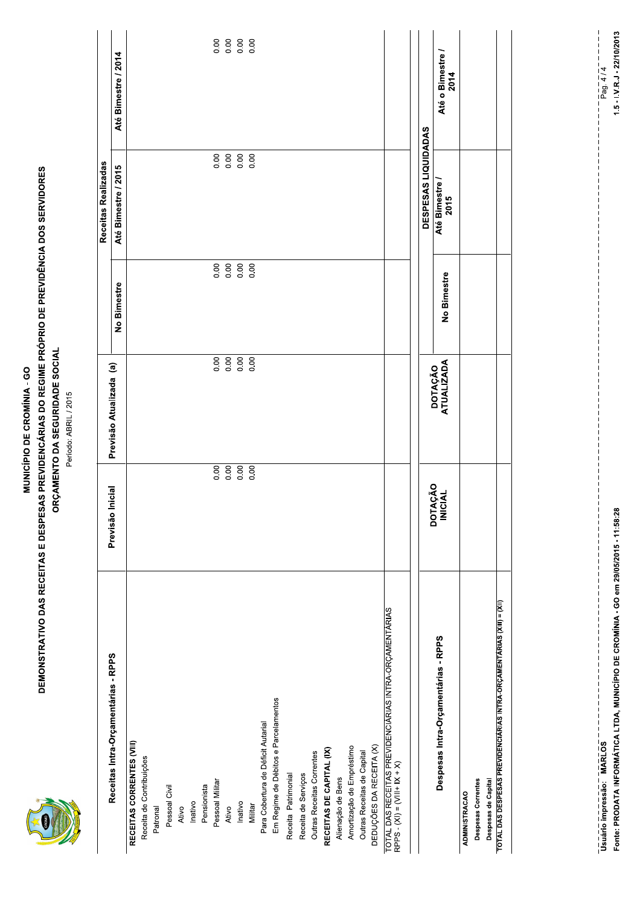# MUNICÍPIO DE CROMÍNIA - GO

## DEMONSTRATIVO DAS RECEITAS E DESPESAS PREVIDENCIÁRIAS DO REGIME PRÓPRIO DE PREVIDÊNCIA DOS SERVIDORES

### ORÇAMENTO DA SEGURIDADE SOCIAL

Período: ABRIL / 2015

| Receitas Intra-Orçamentárias - RPPS | Previsão Inicial | Previsão Atualizada (a) | Receitas Realizadas | | |
|---|---|---|---|---|---|
| | | | No Bimestre | Até Bimestre / 2015 | Até Bimestre / 2014 |
| RECEITAS CORRENTES (VIII) | | | | | |
| Receita de Contribuições | | | | | |
| Patronal | | | | | |
| Pessoal Civil | | | | | |
| Ativo | | | | | |
| Inativo | | | | | |
| Pensionista | | | | | |
| Pessoal Militar | 0.00 | 0.00 | 0.00 | 0.00 | 0.00 |
| Ativo | 0.00 | 0.00 | 0.00 | 0.00 | 0.00 |
| Inativo | 0.00 | 0.00 | 0.00 | 0.00 | 0.00 |
| Militar | 0.00 | 0.00 | 0.00 | 0.00 | 0.00 |
| Para Cobertura de Déficit Autarial | | | | | |
| Em Regime de Débitos e Parcelamentos | | | | | |
| Receita Patrimonial | | | | | |
| Receita de Serviços | | | | | |
| Outras Receitas Correntes | | | | | |
| RECEITAS DE CAPITAL (IX) | | | | | |
| Alienação de Bens | | | | | |
| Amortização de Empréstimo | | | | | |
| Outras Receitas de Capital | | | | | |
| DEDUÇÕES DA RECEITA (X) | | | | | |
| TOTAL DAS RECEITAS PREVIDENCIÁRIAS INTRA-ORÇAMENTÁRIAS RPPS - (XI) = (VIII+ IX + X) | | | | | |

| Despesas Intra-Orçamentárias - RPPS | DOTAÇÃO INICIAL | DOTAÇÃO ATUALIZADA | DESPESAS LIQUIDADAS | | |
|---|---|---|---|---|---|
| | | | No Bimestre | Até Bimestre / 2015 | Até o Bimestre / 2014 |
| ADMINISTRACAO | | | | | |
| Despesas Correntes | | | | | |
| Despesas de Capital | | | | | |
| TOTAL DAS DESPESAS PREVIDENCIÁRIAS INTRA-ORÇAMENTÁRIAS (XIII) = (XII) | | | | | |

Usuário impressão: MARLOS

Fonte: PRODATA INFORMÁTICA LTDA, MUNICÍPIO DE CROMÍNIA - GO em 29/05/2015 - 11:58:28

1.5 - I.V.R.J - 22/10/2013